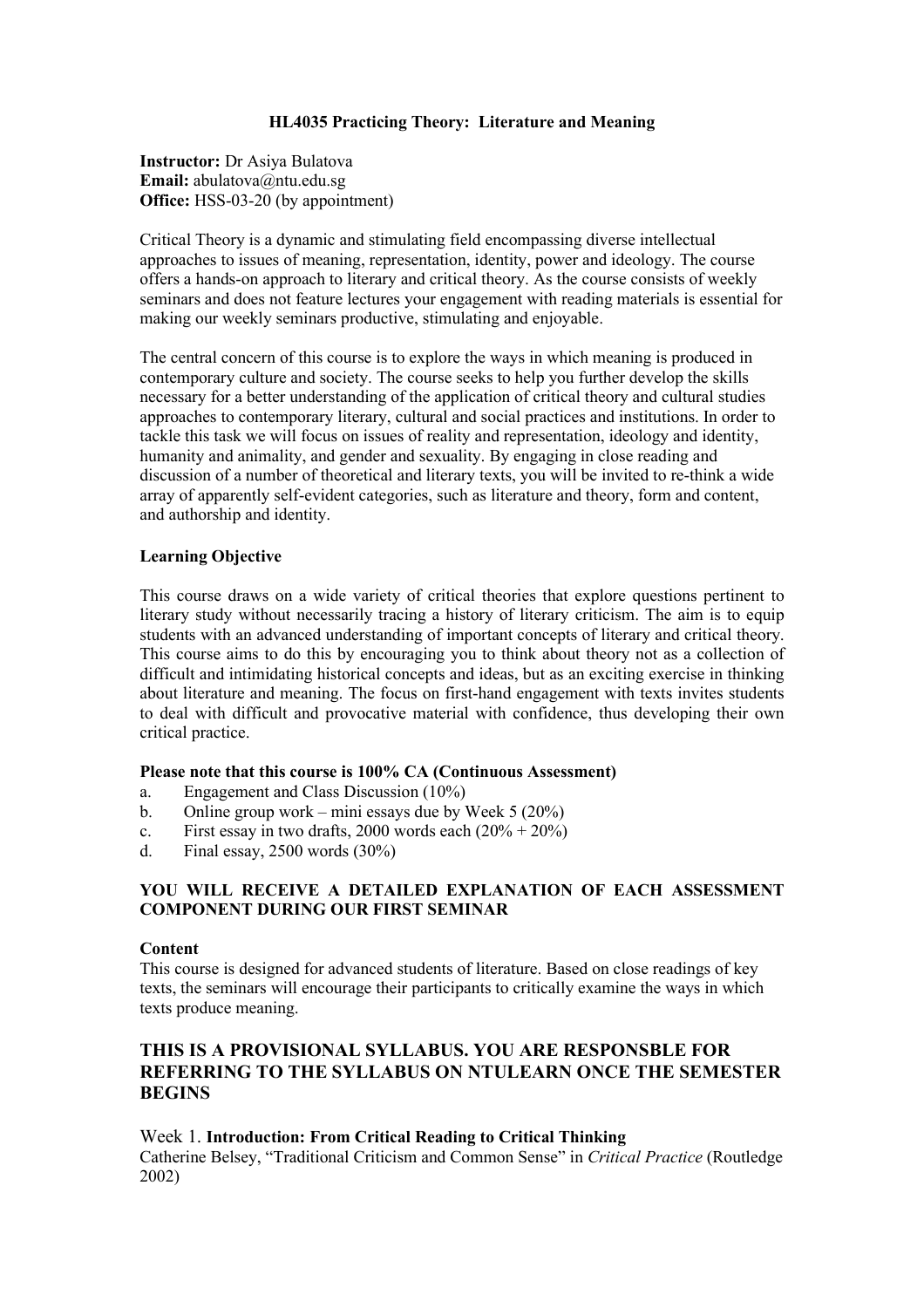# HL4035 Practicing Theory: Literature and Meaning

**Instructor:** Dr Asiya Bulatova
**Email:** abulatova@ntu.edu.sg
**Office:** HSS-03-20 (by appointment)

Critical Theory is a dynamic and stimulating field encompassing diverse intellectual approaches to issues of meaning, representation, identity, power and ideology. The course offers a hands-on approach to literary and critical theory. As the course consists of weekly seminars and does not feature lectures your engagement with reading materials is essential for making our weekly seminars productive, stimulating and enjoyable.

The central concern of this course is to explore the ways in which meaning is produced in contemporary culture and society. The course seeks to help you further develop the skills necessary for a better understanding of the application of critical theory and cultural studies approaches to contemporary literary, cultural and social practices and institutions. In order to tackle this task we will focus on issues of reality and representation, ideology and identity, humanity and animality, and gender and sexuality. By engaging in close reading and discussion of a number of theoretical and literary texts, you will be invited to re-think a wide array of apparently self-evident categories, such as literature and theory, form and content, and authorship and identity.

## Learning Objective

This course draws on a wide variety of critical theories that explore questions pertinent to literary study without necessarily tracing a history of literary criticism. The aim is to equip students with an advanced understanding of important concepts of literary and critical theory. This course aims to do this by encouraging you to think about theory not as a collection of difficult and intimidating historical concepts and ideas, but as an exciting exercise in thinking about literature and meaning. The focus on first-hand engagement with texts invites students to deal with difficult and provocative material with confidence, thus developing their own critical practice.

**Please note that this course is 100% CA (Continuous Assessment)**

a. Engagement and Class Discussion (10%)
b. Online group work – mini essays due by Week 5 (20%)
c. First essay in two drafts, 2000 words each (20% + 20%)
d. Final essay, 2500 words (30%)

**YOU WILL RECEIVE A DETAILED EXPLANATION OF EACH ASSESSMENT COMPONENT DURING OUR FIRST SEMINAR**

## Content

This course is designed for advanced students of literature. Based on close readings of key texts, the seminars will encourage their participants to critically examine the ways in which texts produce meaning.

## THIS IS A PROVISIONAL SYLLABUS. YOU ARE RESPONSBLE FOR REFERRING TO THE SYLLABUS ON NTULEARN ONCE THE SEMESTER BEGINS

Week 1. **Introduction: From Critical Reading to Critical Thinking**
Catherine Belsey, "Traditional Criticism and Common Sense" in *Critical Practice* (Routledge 2002)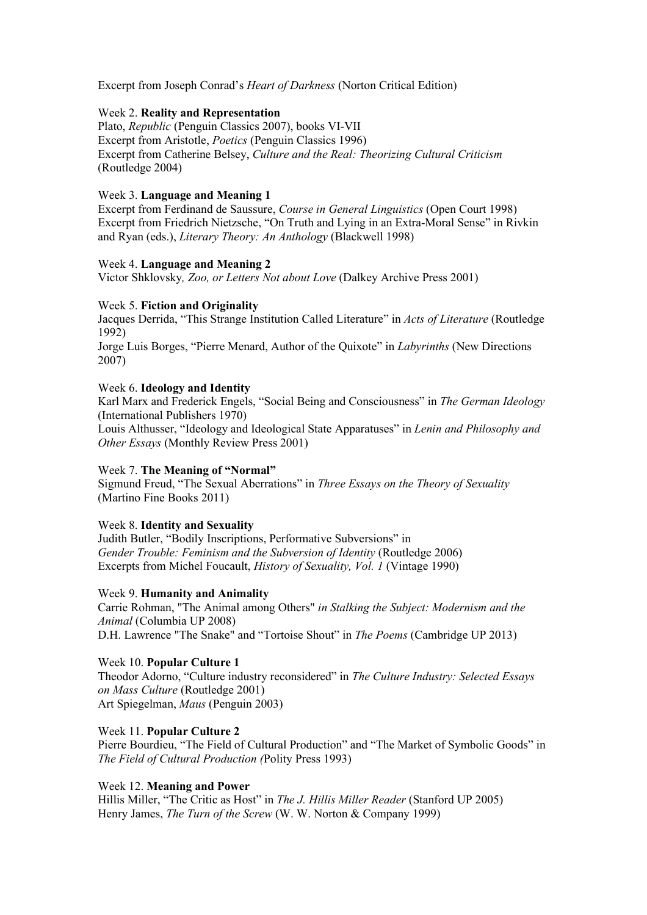Excerpt from Joseph Conrad's *Heart of Darkness* (Norton Critical Edition)

Week 2. **Reality and Representation**
Plato, *Republic* (Penguin Classics 2007), books VI-VII
Excerpt from Aristotle, *Poetics* (Penguin Classics 1996)
Excerpt from Catherine Belsey, *Culture and the Real: Theorizing Cultural Criticism* (Routledge 2004)

Week 3. **Language and Meaning 1**
Excerpt from Ferdinand de Saussure, *Course in General Linguistics* (Open Court 1998)
Excerpt from Friedrich Nietzsche, "On Truth and Lying in an Extra-Moral Sense" in Rivkin and Ryan (eds.), *Literary Theory: An Anthology* (Blackwell 1998)

Week 4. **Language and Meaning 2**
Victor Shklovsky*, Zoo, or Letters Not about Love* (Dalkey Archive Press 2001)

Week 5. **Fiction and Originality**
Jacques Derrida, "This Strange Institution Called Literature" in *Acts of Literature* (Routledge 1992)
Jorge Luis Borges, "Pierre Menard, Author of the Quixote" in *Labyrinths* (New Directions 2007)

Week 6. **Ideology and Identity**
Karl Marx and Frederick Engels, "Social Being and Consciousness" in *The German Ideology* (International Publishers 1970)
Louis Althusser, "Ideology and Ideological State Apparatuses" in *Lenin and Philosophy and Other Essays* (Monthly Review Press 2001)

Week 7. **The Meaning of "Normal"**
Sigmund Freud, "The Sexual Aberrations" in *Three Essays on the Theory of Sexuality* (Martino Fine Books 2011)

Week 8. **Identity and Sexuality**
Judith Butler, "Bodily Inscriptions, Performative Subversions" in *Gender Trouble: Feminism and the Subversion of Identity* (Routledge 2006)
Excerpts from Michel Foucault, *History of Sexuality, Vol. 1* (Vintage 1990)

Week 9. **Humanity and Animality**
Carrie Rohman, "The Animal among Others" *in Stalking the Subject: Modernism and the Animal* (Columbia UP 2008)
D.H. Lawrence "The Snake" and "Tortoise Shout" in *The Poems* (Cambridge UP 2013)

Week 10. **Popular Culture 1**
Theodor Adorno, "Culture industry reconsidered" in *The Culture Industry: Selected Essays on Mass Culture* (Routledge 2001)
Art Spiegelman, *Maus* (Penguin 2003)

Week 11. **Popular Culture 2**
Pierre Bourdieu, "The Field of Cultural Production" and "The Market of Symbolic Goods" in *The Field of Cultural Production (*Polity Press 1993)

Week 12. **Meaning and Power**
Hillis Miller, "The Critic as Host" in *The J. Hillis Miller Reader* (Stanford UP 2005)
Henry James, *The Turn of the Screw* (W. W. Norton & Company 1999)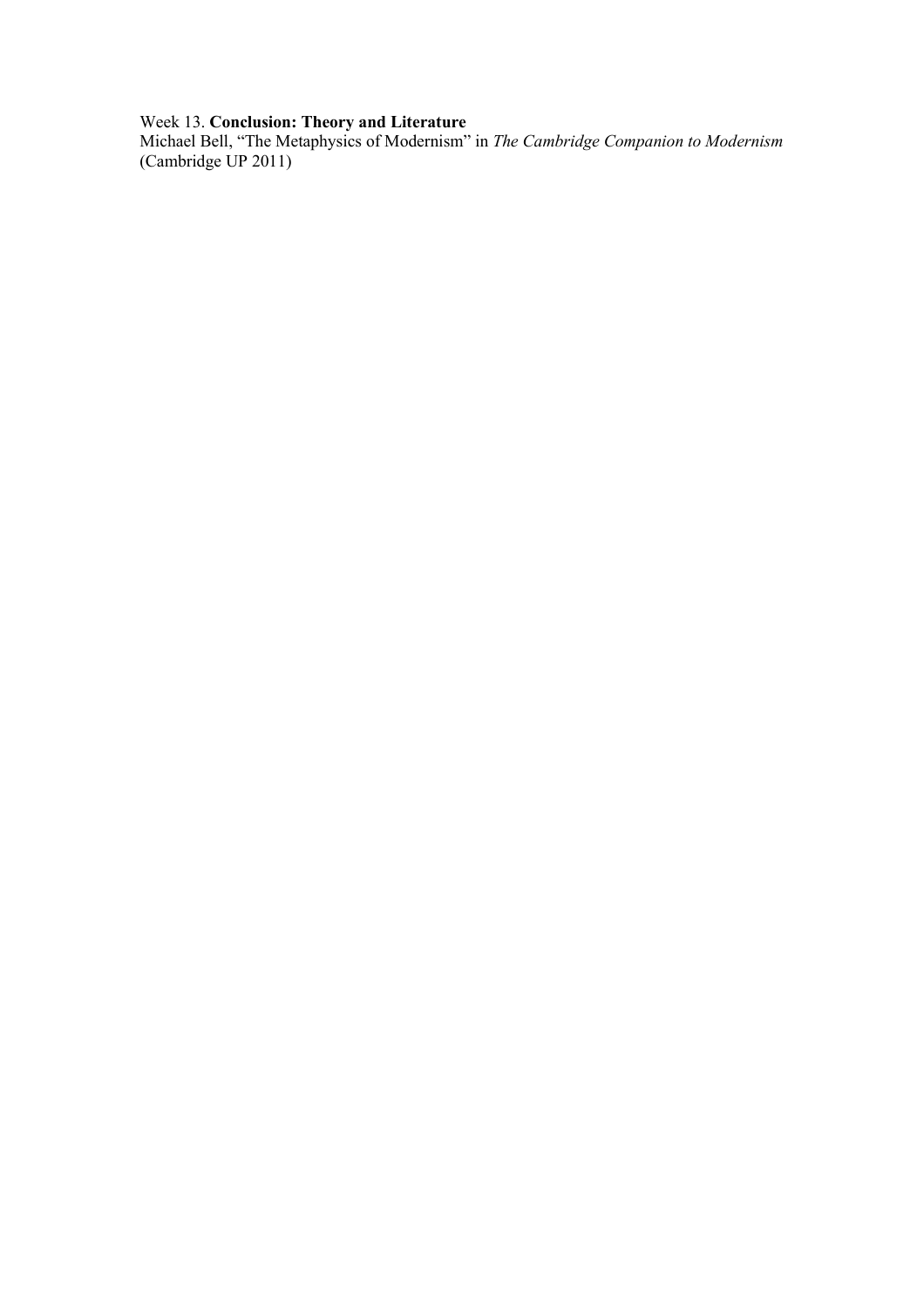Week 13. **Conclusion: Theory and Literature**
Michael Bell, "The Metaphysics of Modernism" in *The Cambridge Companion to Modernism* (Cambridge UP 2011)